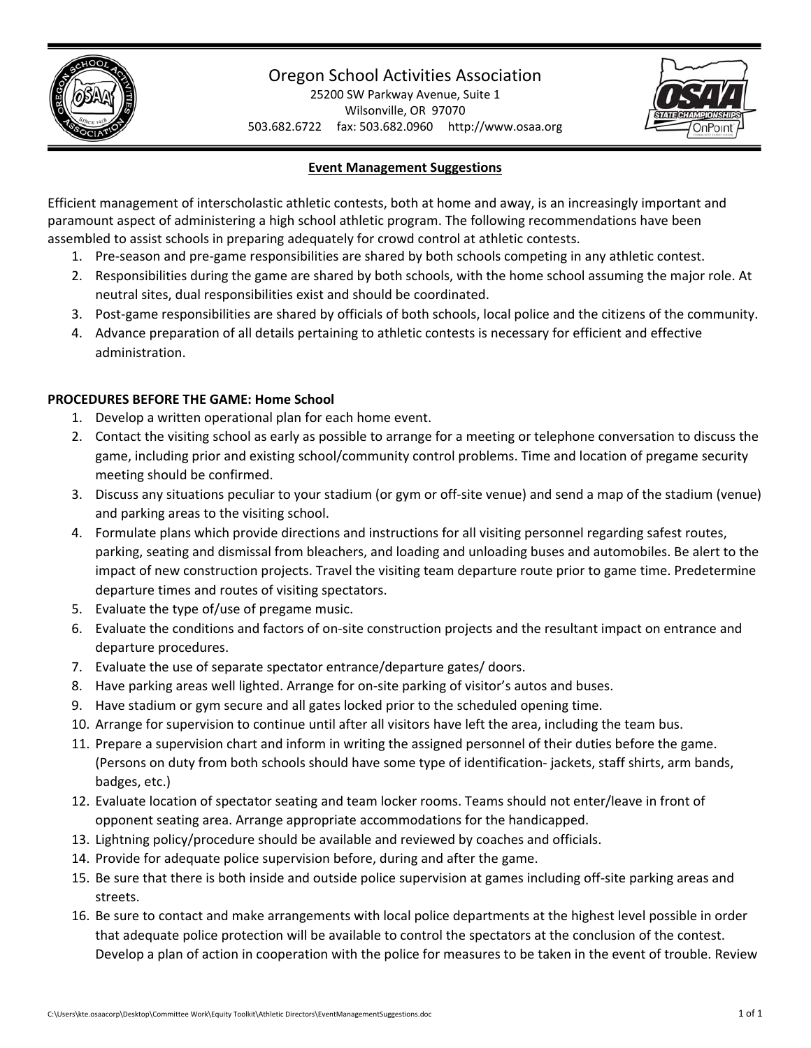# Oregon School Activities Association

25200 SW Parkway Avenue, Suite 1
Wilsonville, OR 97070
503.682.6722 fax: 503.682.0960 http://www.osaa.org

## Event Management Suggestions

Efficient management of interscholastic athletic contests, both at home and away, is an increasingly important and paramount aspect of administering a high school athletic program. The following recommendations have been assembled to assist schools in preparing adequately for crowd control at athletic contests.

1. Pre-season and pre-game responsibilities are shared by both schools competing in any athletic contest.
2. Responsibilities during the game are shared by both schools, with the home school assuming the major role. At neutral sites, dual responsibilities exist and should be coordinated.
3. Post-game responsibilities are shared by officials of both schools, local police and the citizens of the community.
4. Advance preparation of all details pertaining to athletic contests is necessary for efficient and effective administration.

**PROCEDURES BEFORE THE GAME: Home School**

1. Develop a written operational plan for each home event.
2. Contact the visiting school as early as possible to arrange for a meeting or telephone conversation to discuss the game, including prior and existing school/community control problems. Time and location of pregame security meeting should be confirmed.
3. Discuss any situations peculiar to your stadium (or gym or off-site venue) and send a map of the stadium (venue) and parking areas to the visiting school.
4. Formulate plans which provide directions and instructions for all visiting personnel regarding safest routes, parking, seating and dismissal from bleachers, and loading and unloading buses and automobiles. Be alert to the impact of new construction projects. Travel the visiting team departure route prior to game time. Predetermine departure times and routes of visiting spectators.
5. Evaluate the type of/use of pregame music.
6. Evaluate the conditions and factors of on-site construction projects and the resultant impact on entrance and departure procedures.
7. Evaluate the use of separate spectator entrance/departure gates/ doors.
8. Have parking areas well lighted. Arrange for on-site parking of visitor's autos and buses.
9. Have stadium or gym secure and all gates locked prior to the scheduled opening time.
10. Arrange for supervision to continue until after all visitors have left the area, including the team bus.
11. Prepare a supervision chart and inform in writing the assigned personnel of their duties before the game. (Persons on duty from both schools should have some type of identification- jackets, staff shirts, arm bands, badges, etc.)
12. Evaluate location of spectator seating and team locker rooms. Teams should not enter/leave in front of opponent seating area. Arrange appropriate accommodations for the handicapped.
13. Lightning policy/procedure should be available and reviewed by coaches and officials.
14. Provide for adequate police supervision before, during and after the game.
15. Be sure that there is both inside and outside police supervision at games including off-site parking areas and streets.
16. Be sure to contact and make arrangements with local police departments at the highest level possible in order that adequate police protection will be available to control the spectators at the conclusion of the contest. Develop a plan of action in cooperation with the police for measures to be taken in the event of trouble. Review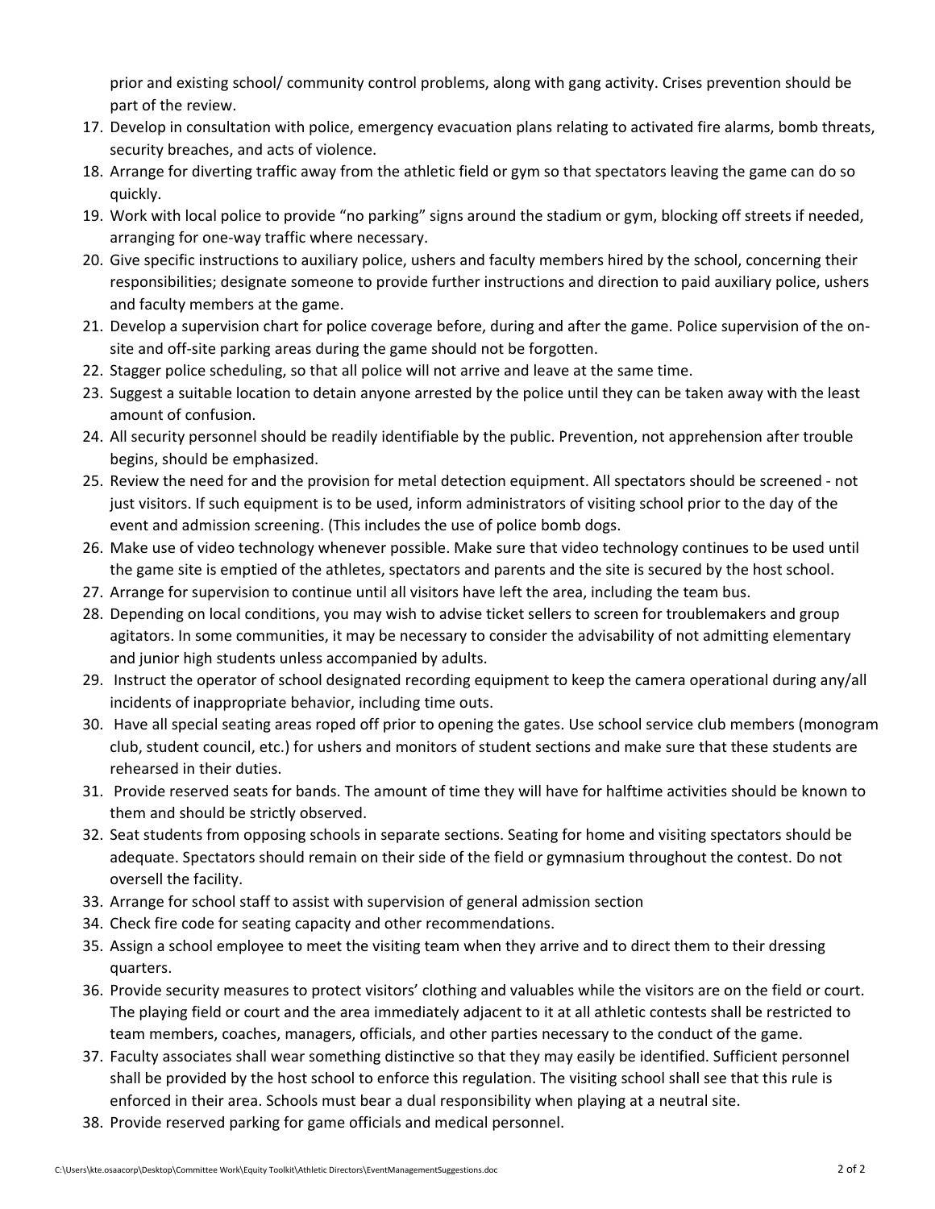prior and existing school/ community control problems, along with gang activity. Crises prevention should be part of the review.

17. Develop in consultation with police, emergency evacuation plans relating to activated fire alarms, bomb threats, security breaches, and acts of violence.
18. Arrange for diverting traffic away from the athletic field or gym so that spectators leaving the game can do so quickly.
19. Work with local police to provide "no parking" signs around the stadium or gym, blocking off streets if needed, arranging for one-way traffic where necessary.
20. Give specific instructions to auxiliary police, ushers and faculty members hired by the school, concerning their responsibilities; designate someone to provide further instructions and direction to paid auxiliary police, ushers and faculty members at the game.
21. Develop a supervision chart for police coverage before, during and after the game. Police supervision of the on-site and off-site parking areas during the game should not be forgotten.
22. Stagger police scheduling, so that all police will not arrive and leave at the same time.
23. Suggest a suitable location to detain anyone arrested by the police until they can be taken away with the least amount of confusion.
24. All security personnel should be readily identifiable by the public. Prevention, not apprehension after trouble begins, should be emphasized.
25. Review the need for and the provision for metal detection equipment. All spectators should be screened - not just visitors. If such equipment is to be used, inform administrators of visiting school prior to the day of the event and admission screening. (This includes the use of police bomb dogs.
26. Make use of video technology whenever possible. Make sure that video technology continues to be used until the game site is emptied of the athletes, spectators and parents and the site is secured by the host school.
27. Arrange for supervision to continue until all visitors have left the area, including the team bus.
28. Depending on local conditions, you may wish to advise ticket sellers to screen for troublemakers and group agitators. In some communities, it may be necessary to consider the advisability of not admitting elementary and junior high students unless accompanied by adults.
29. Instruct the operator of school designated recording equipment to keep the camera operational during any/all incidents of inappropriate behavior, including time outs.
30. Have all special seating areas roped off prior to opening the gates. Use school service club members (monogram club, student council, etc.) for ushers and monitors of student sections and make sure that these students are rehearsed in their duties.
31. Provide reserved seats for bands. The amount of time they will have for halftime activities should be known to them and should be strictly observed.
32. Seat students from opposing schools in separate sections. Seating for home and visiting spectators should be adequate. Spectators should remain on their side of the field or gymnasium throughout the contest. Do not oversell the facility.
33. Arrange for school staff to assist with supervision of general admission section
34. Check fire code for seating capacity and other recommendations.
35. Assign a school employee to meet the visiting team when they arrive and to direct them to their dressing quarters.
36. Provide security measures to protect visitors' clothing and valuables while the visitors are on the field or court. The playing field or court and the area immediately adjacent to it at all athletic contests shall be restricted to team members, coaches, managers, officials, and other parties necessary to the conduct of the game.
37. Faculty associates shall wear something distinctive so that they may easily be identified. Sufficient personnel shall be provided by the host school to enforce this regulation. The visiting school shall see that this rule is enforced in their area. Schools must bear a dual responsibility when playing at a neutral site.
38. Provide reserved parking for game officials and medical personnel.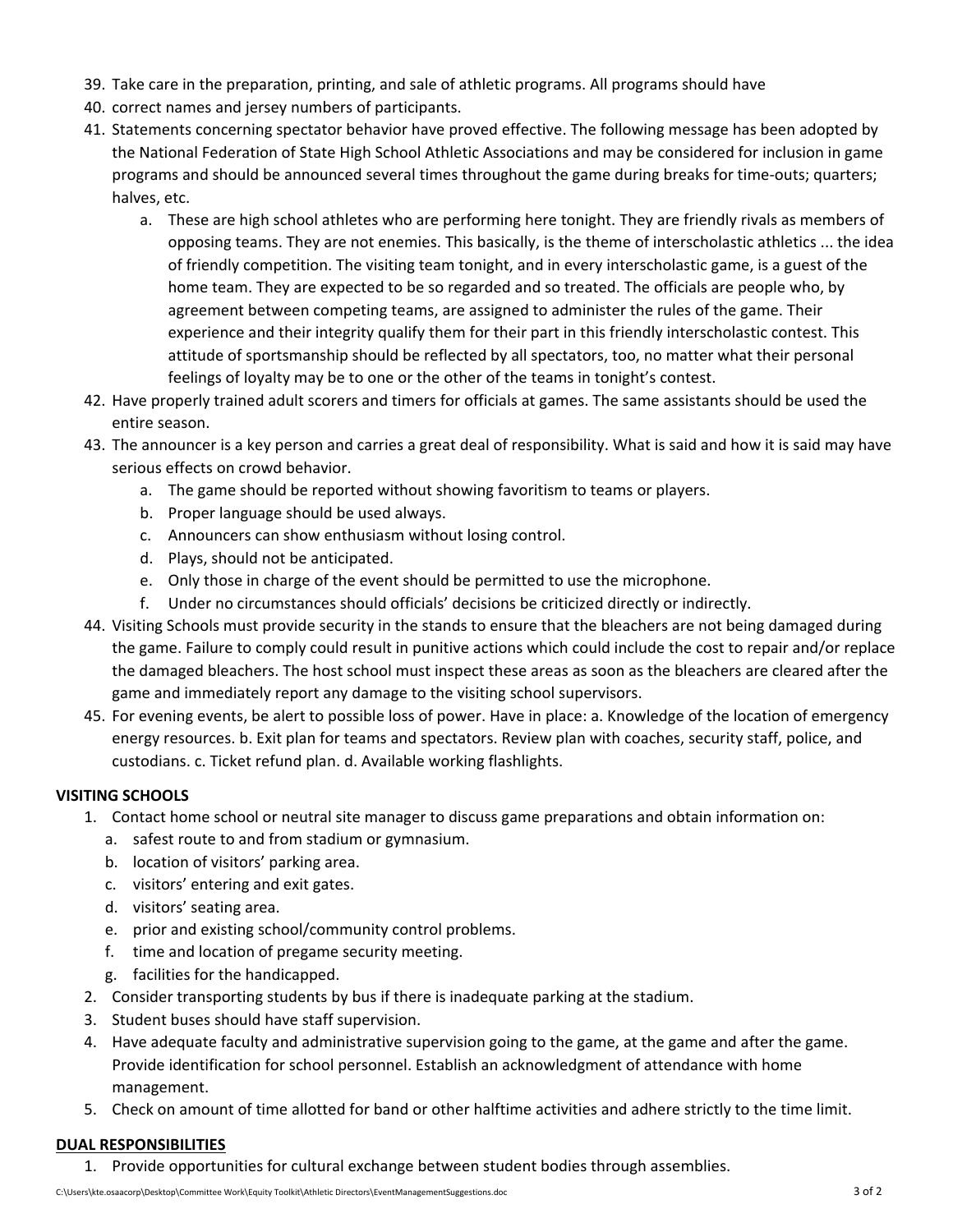39. Take care in the preparation, printing, and sale of athletic programs. All programs should have
40. correct names and jersey numbers of participants.
41. Statements concerning spectator behavior have proved effective. The following message has been adopted by the National Federation of State High School Athletic Associations and may be considered for inclusion in game programs and should be announced several times throughout the game during breaks for time-outs; quarters; halves, etc.
    a. These are high school athletes who are performing here tonight. They are friendly rivals as members of opposing teams. They are not enemies. This basically, is the theme of interscholastic athletics ... the idea of friendly competition. The visiting team tonight, and in every interscholastic game, is a guest of the home team. They are expected to be so regarded and so treated. The officials are people who, by agreement between competing teams, are assigned to administer the rules of the game. Their experience and their integrity qualify them for their part in this friendly interscholastic contest. This attitude of sportsmanship should be reflected by all spectators, too, no matter what their personal feelings of loyalty may be to one or the other of the teams in tonight's contest.
42. Have properly trained adult scorers and timers for officials at games. The same assistants should be used the entire season.
43. The announcer is a key person and carries a great deal of responsibility. What is said and how it is said may have serious effects on crowd behavior.
    a. The game should be reported without showing favoritism to teams or players.
    b. Proper language should be used always.
    c. Announcers can show enthusiasm without losing control.
    d. Plays, should not be anticipated.
    e. Only those in charge of the event should be permitted to use the microphone.
    f. Under no circumstances should officials' decisions be criticized directly or indirectly.
44. Visiting Schools must provide security in the stands to ensure that the bleachers are not being damaged during the game. Failure to comply could result in punitive actions which could include the cost to repair and/or replace the damaged bleachers. The host school must inspect these areas as soon as the bleachers are cleared after the game and immediately report any damage to the visiting school supervisors.
45. For evening events, be alert to possible loss of power. Have in place: a. Knowledge of the location of emergency energy resources. b. Exit plan for teams and spectators. Review plan with coaches, security staff, police, and custodians. c. Ticket refund plan. d. Available working flashlights.

**VISITING SCHOOLS**

1. Contact home school or neutral site manager to discuss game preparations and obtain information on:
    a. safest route to and from stadium or gymnasium.
    b. location of visitors' parking area.
    c. visitors' entering and exit gates.
    d. visitors' seating area.
    e. prior and existing school/community control problems.
    f. time and location of pregame security meeting.
    g. facilities for the handicapped.
2. Consider transporting students by bus if there is inadequate parking at the stadium.
3. Student buses should have staff supervision.
4. Have adequate faculty and administrative supervision going to the game, at the game and after the game. Provide identification for school personnel. Establish an acknowledgment of attendance with home management.
5. Check on amount of time allotted for band or other halftime activities and adhere strictly to the time limit.

**DUAL RESPONSIBILITIES**

1. Provide opportunities for cultural exchange between student bodies through assemblies.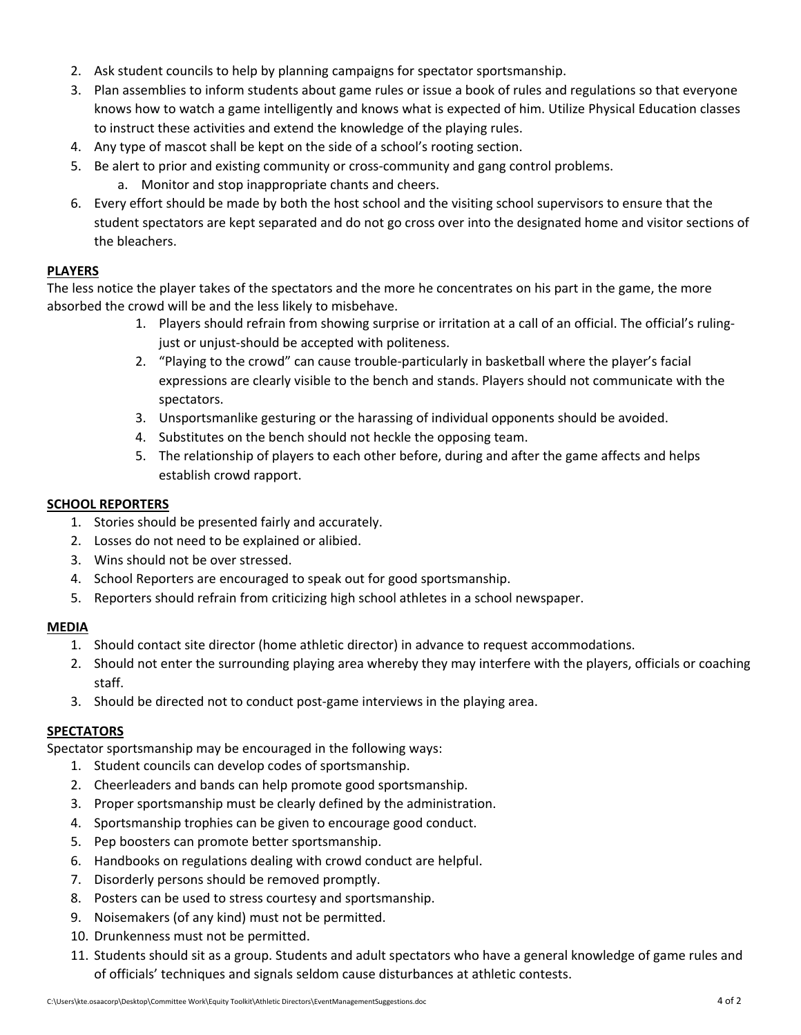2. Ask student councils to help by planning campaigns for spectator sportsmanship.
3. Plan assemblies to inform students about game rules or issue a book of rules and regulations so that everyone knows how to watch a game intelligently and knows what is expected of him. Utilize Physical Education classes to instruct these activities and extend the knowledge of the playing rules.
4. Any type of mascot shall be kept on the side of a school's rooting section.
5. Be alert to prior and existing community or cross-community and gang control problems.
   a. Monitor and stop inappropriate chants and cheers.
6. Every effort should be made by both the host school and the visiting school supervisors to ensure that the student spectators are kept separated and do not go cross over into the designated home and visitor sections of the bleachers.

**PLAYERS**

The less notice the player takes of the spectators and the more he concentrates on his part in the game, the more absorbed the crowd will be and the less likely to misbehave.

1. Players should refrain from showing surprise or irritation at a call of an official. The official's ruling-just or unjust-should be accepted with politeness.
2. "Playing to the crowd" can cause trouble-particularly in basketball where the player's facial expressions are clearly visible to the bench and stands. Players should not communicate with the spectators.
3. Unsportsmanlike gesturing or the harassing of individual opponents should be avoided.
4. Substitutes on the bench should not heckle the opposing team.
5. The relationship of players to each other before, during and after the game affects and helps establish crowd rapport.

**SCHOOL REPORTERS**

1. Stories should be presented fairly and accurately.
2. Losses do not need to be explained or alibied.
3. Wins should not be over stressed.
4. School Reporters are encouraged to speak out for good sportsmanship.
5. Reporters should refrain from criticizing high school athletes in a school newspaper.

**MEDIA**

1. Should contact site director (home athletic director) in advance to request accommodations.
2. Should not enter the surrounding playing area whereby they may interfere with the players, officials or coaching staff.
3. Should be directed not to conduct post-game interviews in the playing area.

**SPECTATORS**

Spectator sportsmanship may be encouraged in the following ways:

1. Student councils can develop codes of sportsmanship.
2. Cheerleaders and bands can help promote good sportsmanship.
3. Proper sportsmanship must be clearly defined by the administration.
4. Sportsmanship trophies can be given to encourage good conduct.
5. Pep boosters can promote better sportsmanship.
6. Handbooks on regulations dealing with crowd conduct are helpful.
7. Disorderly persons should be removed promptly.
8. Posters can be used to stress courtesy and sportsmanship.
9. Noisemakers (of any kind) must not be permitted.
10. Drunkenness must not be permitted.
11. Students should sit as a group. Students and adult spectators who have a general knowledge of game rules and of officials' techniques and signals seldom cause disturbances at athletic contests.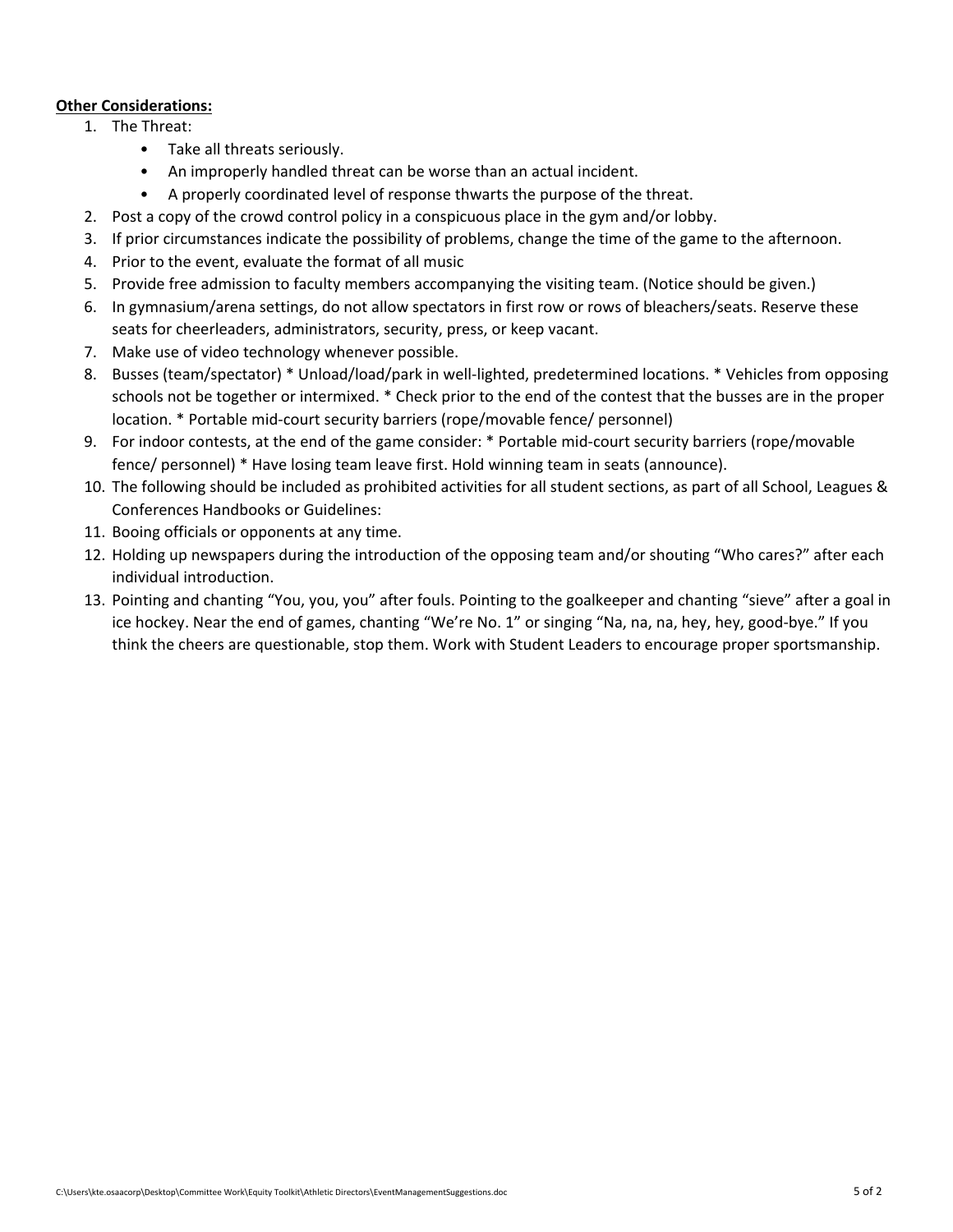**Other Considerations:**

1. The Threat:
   - Take all threats seriously.
   - An improperly handled threat can be worse than an actual incident.
   - A properly coordinated level of response thwarts the purpose of the threat.
2. Post a copy of the crowd control policy in a conspicuous place in the gym and/or lobby.
3. If prior circumstances indicate the possibility of problems, change the time of the game to the afternoon.
4. Prior to the event, evaluate the format of all music
5. Provide free admission to faculty members accompanying the visiting team. (Notice should be given.)
6. In gymnasium/arena settings, do not allow spectators in first row or rows of bleachers/seats. Reserve these seats for cheerleaders, administrators, security, press, or keep vacant.
7. Make use of video technology whenever possible.
8. Busses (team/spectator) * Unload/load/park in well-lighted, predetermined locations. * Vehicles from opposing schools not be together or intermixed. * Check prior to the end of the contest that the busses are in the proper location. * Portable mid-court security barriers (rope/movable fence/ personnel)
9. For indoor contests, at the end of the game consider: * Portable mid-court security barriers (rope/movable fence/ personnel) * Have losing team leave first. Hold winning team in seats (announce).
10. The following should be included as prohibited activities for all student sections, as part of all School, Leagues & Conferences Handbooks or Guidelines:
11. Booing officials or opponents at any time.
12. Holding up newspapers during the introduction of the opposing team and/or shouting "Who cares?" after each individual introduction.
13. Pointing and chanting "You, you, you" after fouls. Pointing to the goalkeeper and chanting "sieve" after a goal in ice hockey. Near the end of games, chanting "We're No. 1" or singing "Na, na, na, hey, hey, good-bye." If you think the cheers are questionable, stop them. Work with Student Leaders to encourage proper sportsmanship.